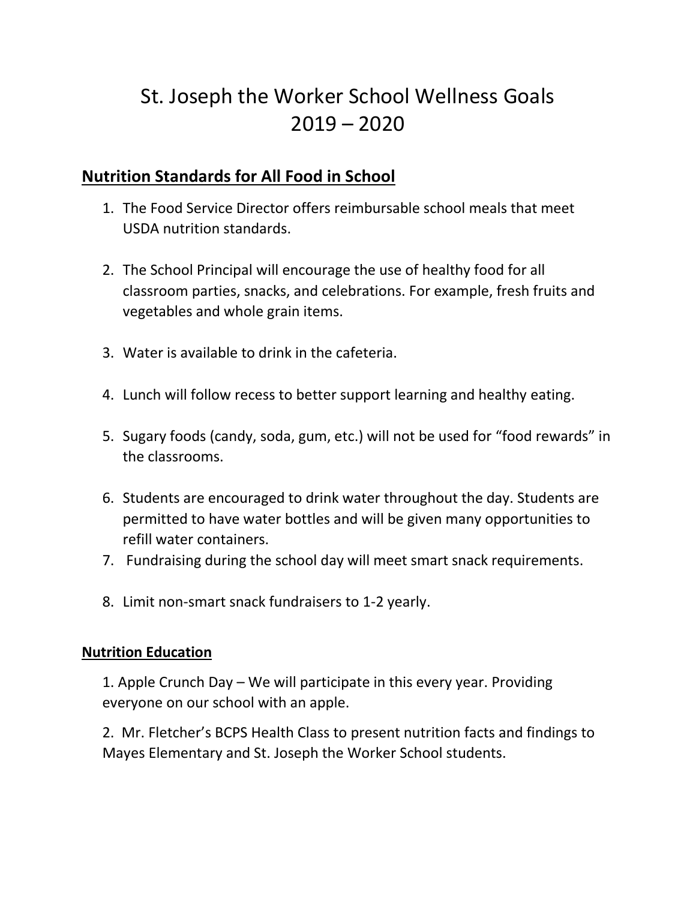# St. Joseph the Worker School Wellness Goals
# 2019 – 2020

## Nutrition Standards for All Food in School

1. The Food Service Director offers reimbursable school meals that meet USDA nutrition standards.

2. The School Principal will encourage the use of healthy food for all classroom parties, snacks, and celebrations. For example, fresh fruits and vegetables and whole grain items.

3. Water is available to drink in the cafeteria.

4. Lunch will follow recess to better support learning and healthy eating.

5. Sugary foods (candy, soda, gum, etc.) will not be used for "food rewards" in the classrooms.

6. Students are encouraged to drink water throughout the day. Students are permitted to have water bottles and will be given many opportunities to refill water containers.
7. Fundraising during the school day will meet smart snack requirements.

8. Limit non-smart snack fundraisers to 1-2 yearly.

### Nutrition Education

1. Apple Crunch Day – We will participate in this every year. Providing everyone on our school with an apple.

2. Mr. Fletcher's BCPS Health Class to present nutrition facts and findings to Mayes Elementary and St. Joseph the Worker School students.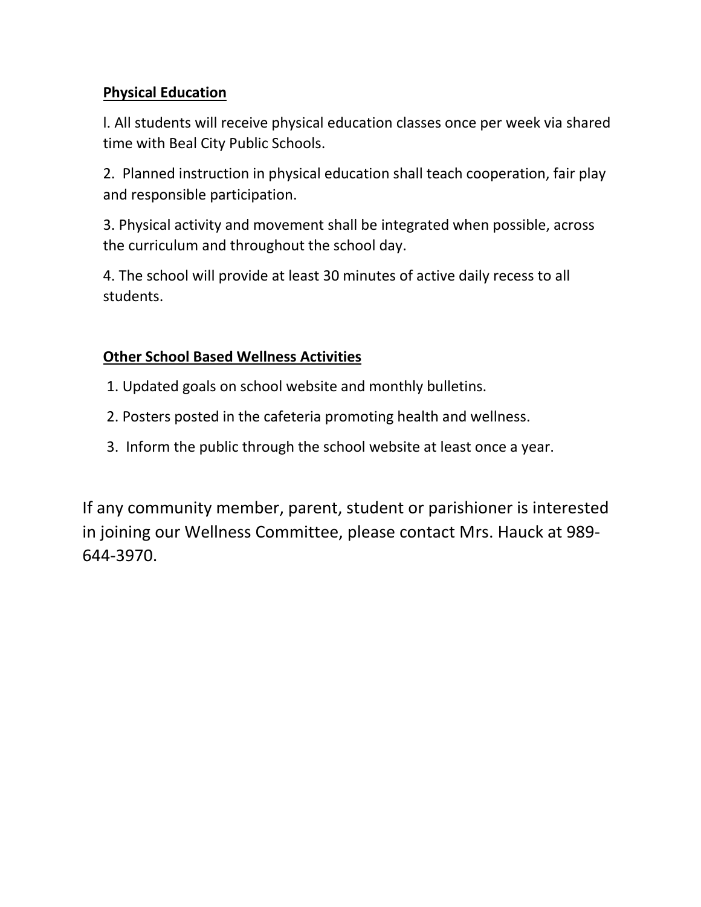**Physical Education**

l. All students will receive physical education classes once per week via shared time with Beal City Public Schools.

2. Planned instruction in physical education shall teach cooperation, fair play and responsible participation.

3. Physical activity and movement shall be integrated when possible, across the curriculum and throughout the school day.

4. The school will provide at least 30 minutes of active daily recess to all students.

**Other School Based Wellness Activities**

1. Updated goals on school website and monthly bulletins.
2. Posters posted in the cafeteria promoting health and wellness.
3. Inform the public through the school website at least once a year.

If any community member, parent, student or parishioner is interested in joining our Wellness Committee, please contact Mrs. Hauck at 989-644-3970.